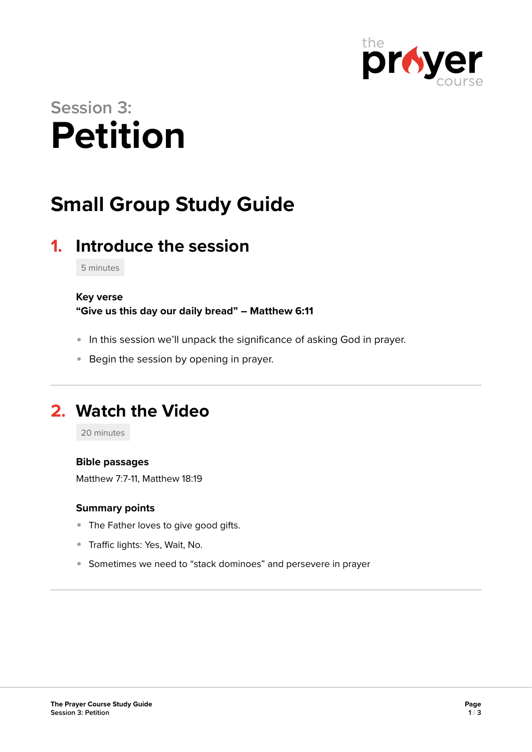Session 3:

# Petition

## Small Group Study Guide

### 1. Introduce the session

5 minutes

**Key verse**
**"Give us this day our daily bread" – Matthew 6:11**

- In this session we'll unpack the significance of asking God in prayer.
- Begin the session by opening in prayer.

### 2. Watch the Video

20 minutes

**Bible passages**

Matthew 7:7-11, Matthew 18:19

**Summary points**

- The Father loves to give good gifts.
- Traffic lights: Yes, Wait, No.
- Sometimes we need to "stack dominoes" and persevere in prayer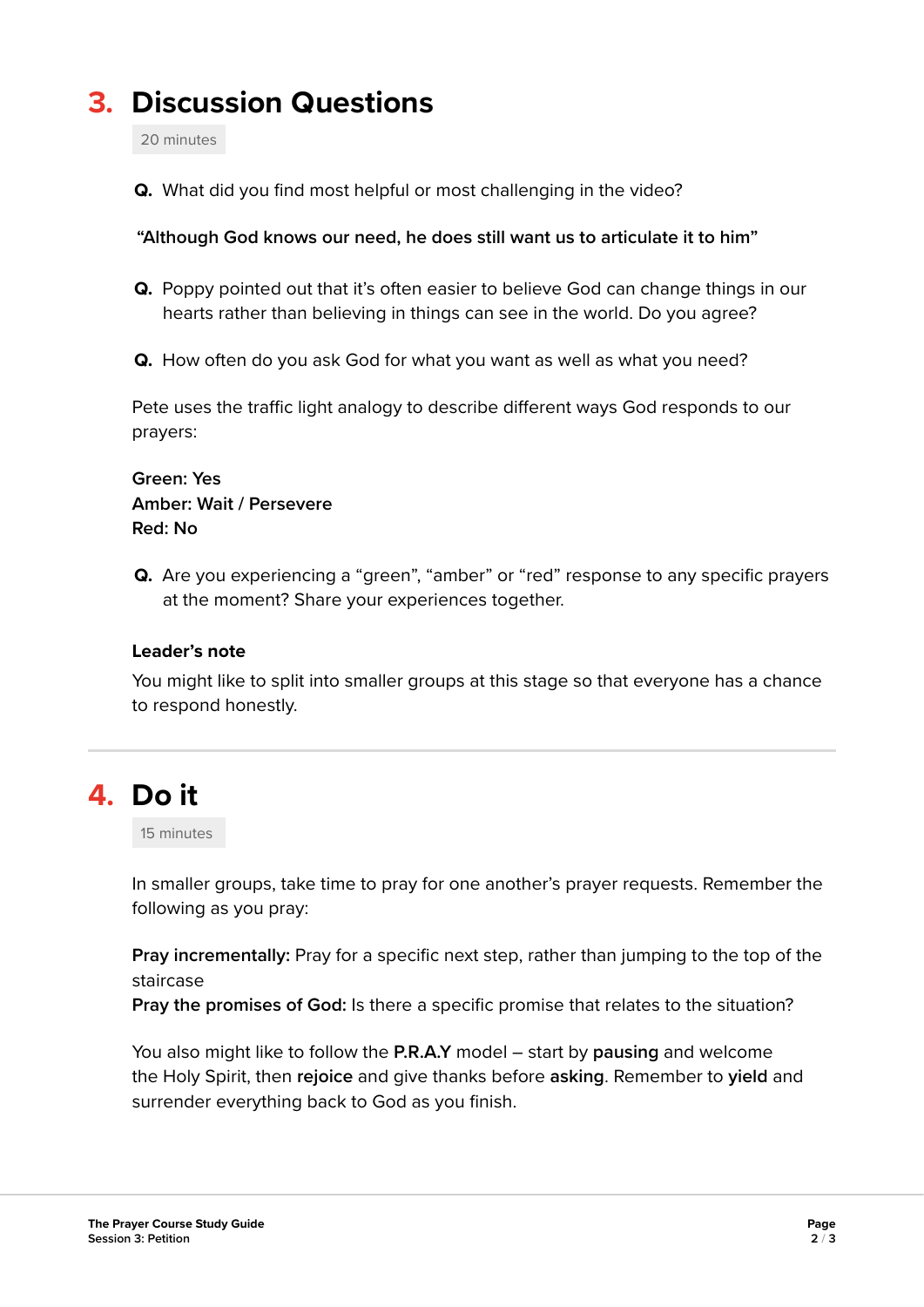## 3. Discussion Questions

20 minutes

**Q.** What did you find most helpful or most challenging in the video?

**"Although God knows our need, he does still want us to articulate it to him"**

**Q.** Poppy pointed out that it's often easier to believe God can change things in our hearts rather than believing in things can see in the world. Do you agree?

**Q.** How often do you ask God for what you want as well as what you need?

Pete uses the traffic light analogy to describe different ways God responds to our prayers:

**Green: Yes**
**Amber: Wait / Persevere**
**Red: No**

**Q.** Are you experiencing a "green", "amber" or "red" response to any specific prayers at the moment? Share your experiences together.

**Leader's note**

You might like to split into smaller groups at this stage so that everyone has a chance to respond honestly.

## 4. Do it

15 minutes

In smaller groups, take time to pray for one another's prayer requests. Remember the following as you pray:

**Pray incrementally:** Pray for a specific next step, rather than jumping to the top of the staircase
**Pray the promises of God:** Is there a specific promise that relates to the situation?

You also might like to follow the **P.R.A.Y** model – start by **pausing** and welcome the Holy Spirit, then **rejoice** and give thanks before **asking**. Remember to **yield** and surrender everything back to God as you finish.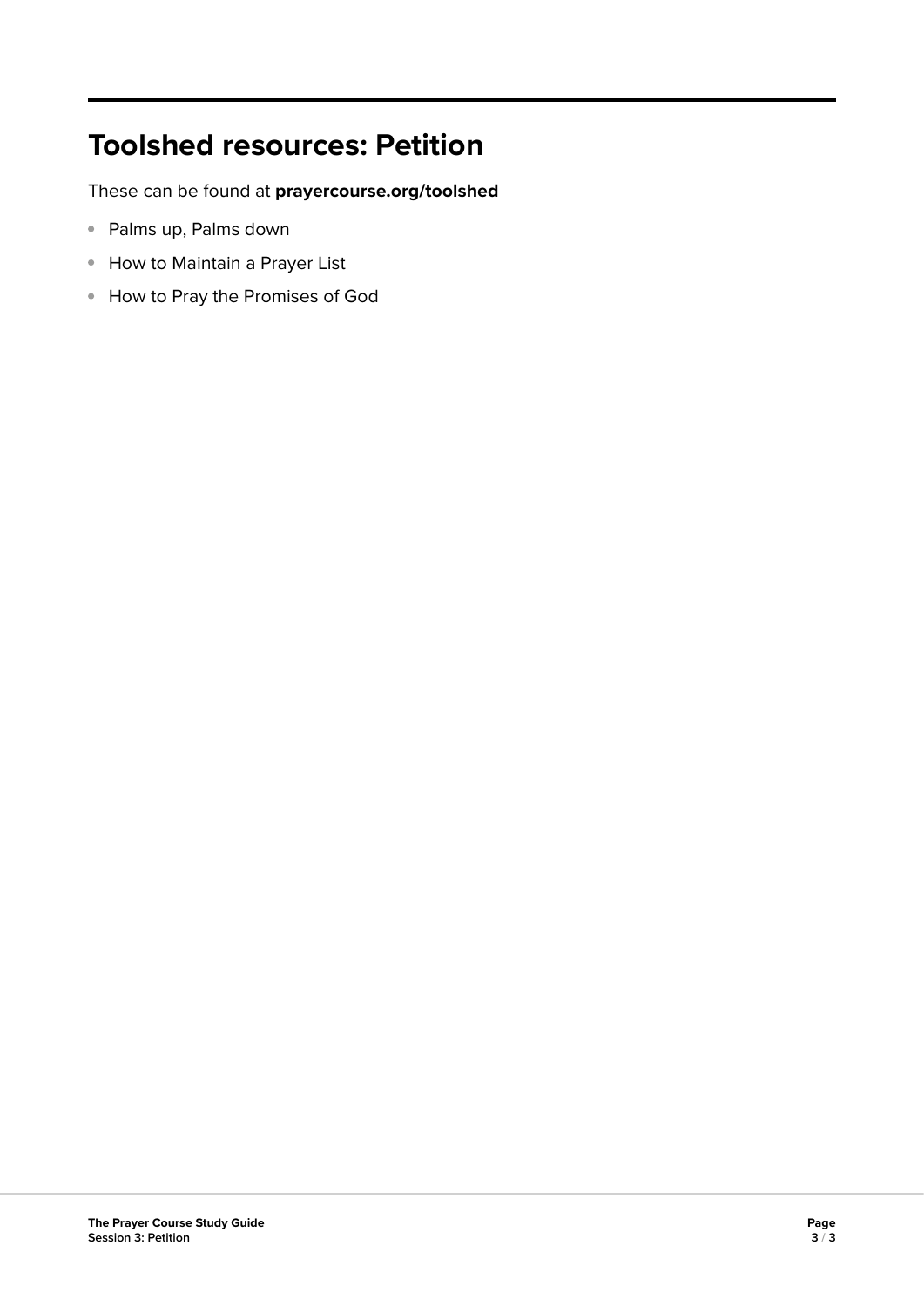## Toolshed resources: Petition

These can be found at **prayercourse.org/toolshed**

- Palms up, Palms down
- How to Maintain a Prayer List
- How to Pray the Promises of God